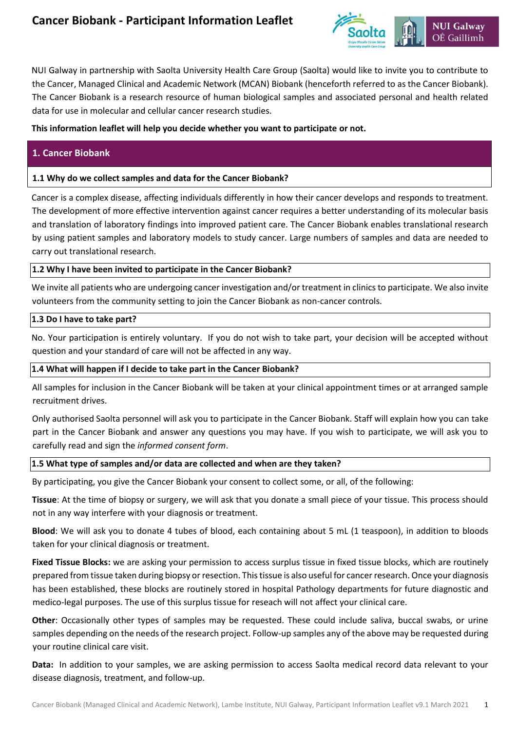# Cancer Biobank - Participant Information Leaflet

NUI Galway in partnership with Saolta University Health Care Group (Saolta) would like to invite you to contribute to the Cancer, Managed Clinical and Academic Network (MCAN) Biobank (henceforth referred to as the Cancer Biobank). The Cancer Biobank is a research resource of human biological samples and associated personal and health related data for use in molecular and cellular cancer research studies.

**This information leaflet will help you decide whether you want to participate or not.**

## 1. Cancer Biobank

### 1.1 Why do we collect samples and data for the Cancer Biobank?

Cancer is a complex disease, affecting individuals differently in how their cancer develops and responds to treatment. The development of more effective intervention against cancer requires a better understanding of its molecular basis and translation of laboratory findings into improved patient care. The Cancer Biobank enables translational research by using patient samples and laboratory models to study cancer. Large numbers of samples and data are needed to carry out translational research.

### 1.2 Why I have been invited to participate in the Cancer Biobank?

We invite all patients who are undergoing cancer investigation and/or treatment in clinics to participate. We also invite volunteers from the community setting to join the Cancer Biobank as non-cancer controls.

### 1.3 Do I have to take part?

No. Your participation is entirely voluntary. If you do not wish to take part, your decision will be accepted without question and your standard of care will not be affected in any way.

### 1.4 What will happen if I decide to take part in the Cancer Biobank?

All samples for inclusion in the Cancer Biobank will be taken at your clinical appointment times or at arranged sample recruitment drives.

Only authorised Saolta personnel will ask you to participate in the Cancer Biobank. Staff will explain how you can take part in the Cancer Biobank and answer any questions you may have. If you wish to participate, we will ask you to carefully read and sign the *informed consent form*.

### 1.5 What type of samples and/or data are collected and when are they taken?

By participating, you give the Cancer Biobank your consent to collect some, or all, of the following:

**Tissue**: At the time of biopsy or surgery, we will ask that you donate a small piece of your tissue. This process should not in any way interfere with your diagnosis or treatment.

**Blood**: We will ask you to donate 4 tubes of blood, each containing about 5 mL (1 teaspoon), in addition to bloods taken for your clinical diagnosis or treatment.

**Fixed Tissue Blocks:** we are asking your permission to access surplus tissue in fixed tissue blocks, which are routinely prepared from tissue taken during biopsy or resection. This tissue is also useful for cancer research. Once your diagnosis has been established, these blocks are routinely stored in hospital Pathology departments for future diagnostic and medico-legal purposes. The use of this surplus tissue for reseach will not affect your clinical care.

**Other**: Occasionally other types of samples may be requested. These could include saliva, buccal swabs, or urine samples depending on the needs of the research project. Follow-up samples any of the above may be requested during your routine clinical care visit.

**Data:** In addition to your samples, we are asking permission to access Saolta medical record data relevant to your disease diagnosis, treatment, and follow-up.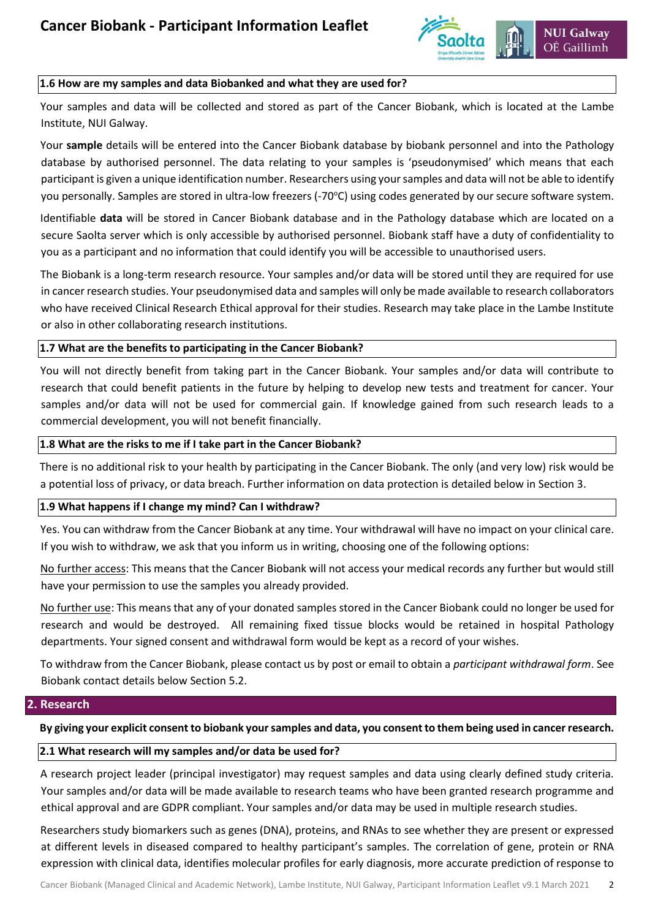### 1.6 How are my samples and data Biobanked and what they are used for?

Your samples and data will be collected and stored as part of the Cancer Biobank, which is located at the Lambe Institute, NUI Galway.

Your **sample** details will be entered into the Cancer Biobank database by biobank personnel and into the Pathology database by authorised personnel. The data relating to your samples is 'pseudonymised' which means that each participant is given a unique identification number. Researchers using your samples and data will not be able to identify you personally. Samples are stored in ultra-low freezers (-70°C) using codes generated by our secure software system.

Identifiable **data** will be stored in Cancer Biobank database and in the Pathology database which are located on a secure Saolta server which is only accessible by authorised personnel. Biobank staff have a duty of confidentiality to you as a participant and no information that could identify you will be accessible to unauthorised users.

The Biobank is a long-term research resource. Your samples and/or data will be stored until they are required for use in cancer research studies. Your pseudonymised data and samples will only be made available to research collaborators who have received Clinical Research Ethical approval for their studies. Research may take place in the Lambe Institute or also in other collaborating research institutions.

### 1.7 What are the benefits to participating in the Cancer Biobank?

You will not directly benefit from taking part in the Cancer Biobank. Your samples and/or data will contribute to research that could benefit patients in the future by helping to develop new tests and treatment for cancer. Your samples and/or data will not be used for commercial gain. If knowledge gained from such research leads to a commercial development, you will not benefit financially.

### 1.8 What are the risks to me if I take part in the Cancer Biobank?

There is no additional risk to your health by participating in the Cancer Biobank. The only (and very low) risk would be a potential loss of privacy, or data breach. Further information on data protection is detailed below in Section 3.

### 1.9 What happens if I change my mind? Can I withdraw?

Yes. You can withdraw from the Cancer Biobank at any time. Your withdrawal will have no impact on your clinical care. If you wish to withdraw, we ask that you inform us in writing, choosing one of the following options:

No further access: This means that the Cancer Biobank will not access your medical records any further but would still have your permission to use the samples you already provided.

No further use: This means that any of your donated samples stored in the Cancer Biobank could no longer be used for research and would be destroyed. All remaining fixed tissue blocks would be retained in hospital Pathology departments. Your signed consent and withdrawal form would be kept as a record of your wishes.

To withdraw from the Cancer Biobank, please contact us by post or email to obtain a *participant withdrawal form*. See Biobank contact details below Section 5.2.

## 2. Research

**By giving your explicit consent to biobank your samples and data, you consent to them being used in cancer research.**

### 2.1 What research will my samples and/or data be used for?

A research project leader (principal investigator) may request samples and data using clearly defined study criteria. Your samples and/or data will be made available to research teams who have been granted research programme and ethical approval and are GDPR compliant. Your samples and/or data may be used in multiple research studies.

Researchers study biomarkers such as genes (DNA), proteins, and RNAs to see whether they are present or expressed at different levels in diseased compared to healthy participant's samples. The correlation of gene, protein or RNA expression with clinical data, identifies molecular profiles for early diagnosis, more accurate prediction of response to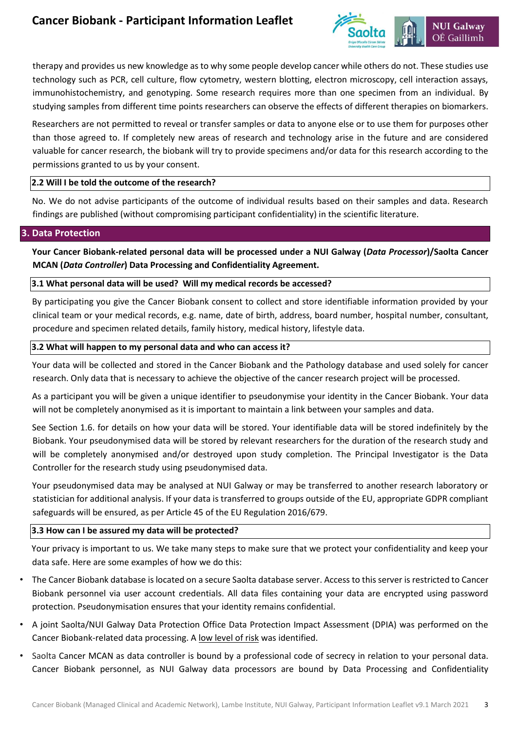therapy and provides us new knowledge as to why some people develop cancer while others do not. These studies use technology such as PCR, cell culture, flow cytometry, western blotting, electron microscopy, cell interaction assays, immunohistochemistry, and genotyping. Some research requires more than one specimen from an individual. By studying samples from different time points researchers can observe the effects of different therapies on biomarkers.

Researchers are not permitted to reveal or transfer samples or data to anyone else or to use them for purposes other than those agreed to. If completely new areas of research and technology arise in the future and are considered valuable for cancer research, the biobank will try to provide specimens and/or data for this research according to the permissions granted to us by your consent.

### 2.2 Will I be told the outcome of the research?

No. We do not advise participants of the outcome of individual results based on their samples and data. Research findings are published (without compromising participant confidentiality) in the scientific literature.

## 3. Data Protection

**Your Cancer Biobank-related personal data will be processed under a NUI Galway (*Data Processor*)/Saolta Cancer MCAN (*Data Controller*) Data Processing and Confidentiality Agreement.**

### 3.1 What personal data will be used? Will my medical records be accessed?

By participating you give the Cancer Biobank consent to collect and store identifiable information provided by your clinical team or your medical records, e.g. name, date of birth, address, board number, hospital number, consultant, procedure and specimen related details, family history, medical history, lifestyle data.

### 3.2 What will happen to my personal data and who can access it?

Your data will be collected and stored in the Cancer Biobank and the Pathology database and used solely for cancer research. Only data that is necessary to achieve the objective of the cancer research project will be processed.

As a participant you will be given a unique identifier to pseudonymise your identity in the Cancer Biobank. Your data will not be completely anonymised as it is important to maintain a link between your samples and data.

See Section 1.6. for details on how your data will be stored. Your identifiable data will be stored indefinitely by the Biobank. Your pseudonymised data will be stored by relevant researchers for the duration of the research study and will be completely anonymised and/or destroyed upon study completion. The Principal Investigator is the Data Controller for the research study using pseudonymised data.

Your pseudonymised data may be analysed at NUI Galway or may be transferred to another research laboratory or statistician for additional analysis. If your data is transferred to groups outside of the EU, appropriate GDPR compliant safeguards will be ensured, as per Article 45 of the EU Regulation 2016/679.

### 3.3 How can I be assured my data will be protected?

Your privacy is important to us. We take many steps to make sure that we protect your confidentiality and keep your data safe. Here are some examples of how we do this:

- The Cancer Biobank database is located on a secure Saolta database server. Access to this server is restricted to Cancer Biobank personnel via user account credentials. All data files containing your data are encrypted using password protection. Pseudonymisation ensures that your identity remains confidential.
- A joint Saolta/NUI Galway Data Protection Office Data Protection Impact Assessment (DPIA) was performed on the Cancer Biobank-related data processing. A low level of risk was identified.
- Saolta Cancer MCAN as data controller is bound by a professional code of secrecy in relation to your personal data. Cancer Biobank personnel, as NUI Galway data processors are bound by Data Processing and Confidentiality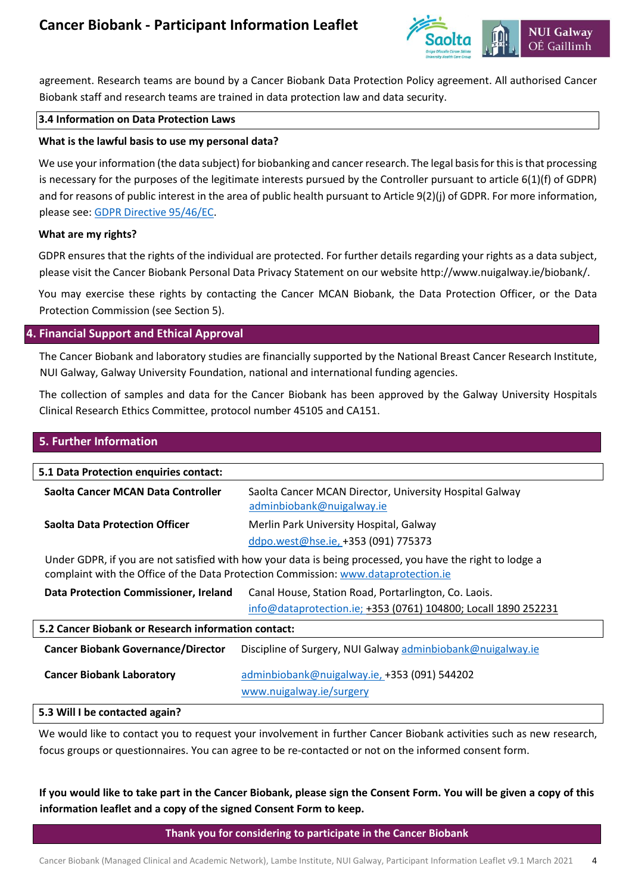agreement. Research teams are bound by a Cancer Biobank Data Protection Policy agreement. All authorised Cancer Biobank staff and research teams are trained in data protection law and data security.

### 3.4 Information on Data Protection Laws

**What is the lawful basis to use my personal data?**

We use your information (the data subject) for biobanking and cancer research. The legal basis for this is that processing is necessary for the purposes of the legitimate interests pursued by the Controller pursuant to article 6(1)(f) of GDPR) and for reasons of public interest in the area of public health pursuant to Article 9(2)(j) of GDPR. For more information, please see: GDPR Directive 95/46/EC.

**What are my rights?**

GDPR ensures that the rights of the individual are protected. For further details regarding your rights as a data subject, please visit the Cancer Biobank Personal Data Privacy Statement on our website http://www.nuigalway.ie/biobank/.

You may exercise these rights by contacting the Cancer MCAN Biobank, the Data Protection Officer, or the Data Protection Commission (see Section 5).

## 4. Financial Support and Ethical Approval

The Cancer Biobank and laboratory studies are financially supported by the National Breast Cancer Research Institute, NUI Galway, Galway University Foundation, national and international funding agencies.

The collection of samples and data for the Cancer Biobank has been approved by the Galway University Hospitals Clinical Research Ethics Committee, protocol number 45105 and CA151.

## 5. Further Information

### 5.1 Data Protection enquiries contact:

| | |
|---|---|
| **Saolta Cancer MCAN Data Controller** | Saolta Cancer MCAN Director, University Hospital Galway<br>adminbiobank@nuigalway.ie |
| **Saolta Data Protection Officer** | Merlin Park University Hospital, Galway<br>ddpo.west@hse.ie, +353 (091) 775373 |

Under GDPR, if you are not satisfied with how your data is being processed, you have the right to lodge a complaint with the Office of the Data Protection Commission: www.dataprotection.ie

| | |
|---|---|
| **Data Protection Commissioner, Ireland** | Canal House, Station Road, Portarlington, Co. Laois.<br>info@dataprotection.ie; +353 (0761) 104800; Locall 1890 252231 |

### 5.2 Cancer Biobank or Research information contact:

| | |
|---|---|
| **Cancer Biobank Governance/Director** | Discipline of Surgery, NUI Galway adminbiobank@nuigalway.ie |
| **Cancer Biobank Laboratory** | adminbiobank@nuigalway.ie, +353 (091) 544202<br>www.nuigalway.ie/surgery |

### 5.3 Will I be contacted again?

We would like to contact you to request your involvement in further Cancer Biobank activities such as new research, focus groups or questionnaires. You can agree to be re-contacted or not on the informed consent form.

**If you would like to take part in the Cancer Biobank, please sign the Consent Form. You will be given a copy of this information leaflet and a copy of the signed Consent Form to keep.**

**Thank you for considering to participate in the Cancer Biobank**